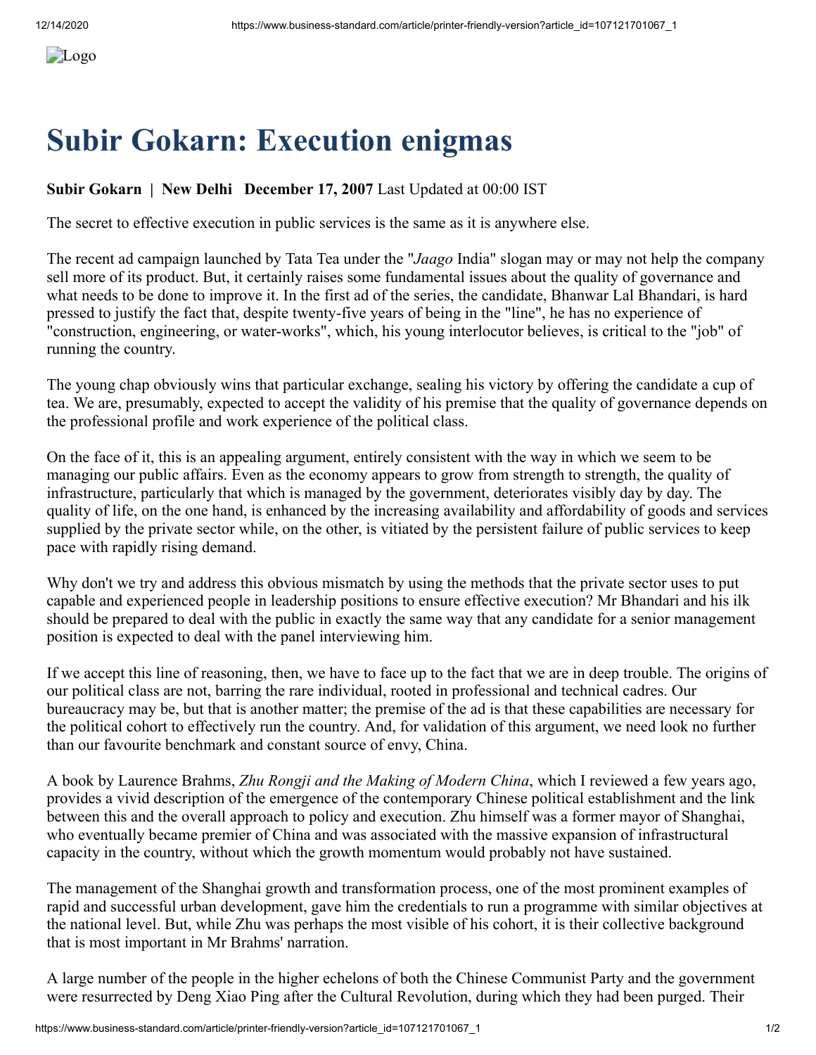# Subir Gokarn: Execution enigmas

**Subir Gokarn | New Delhi December 17, 2007** Last Updated at 00:00 IST

The secret to effective execution in public services is the same as it is anywhere else.

The recent ad campaign launched by Tata Tea under the "*Jaago* India" slogan may or may not help the company sell more of its product. But, it certainly raises some fundamental issues about the quality of governance and what needs to be done to improve it. In the first ad of the series, the candidate, Bhanwar Lal Bhandari, is hard pressed to justify the fact that, despite twenty-five years of being in the "line", he has no experience of "construction, engineering, or water-works", which, his young interlocutor believes, is critical to the "job" of running the country.

The young chap obviously wins that particular exchange, sealing his victory by offering the candidate a cup of tea. We are, presumably, expected to accept the validity of his premise that the quality of governance depends on the professional profile and work experience of the political class.

On the face of it, this is an appealing argument, entirely consistent with the way in which we seem to be managing our public affairs. Even as the economy appears to grow from strength to strength, the quality of infrastructure, particularly that which is managed by the government, deteriorates visibly day by day. The quality of life, on the one hand, is enhanced by the increasing availability and affordability of goods and services supplied by the private sector while, on the other, is vitiated by the persistent failure of public services to keep pace with rapidly rising demand.

Why don't we try and address this obvious mismatch by using the methods that the private sector uses to put capable and experienced people in leadership positions to ensure effective execution? Mr Bhandari and his ilk should be prepared to deal with the public in exactly the same way that any candidate for a senior management position is expected to deal with the panel interviewing him.

If we accept this line of reasoning, then, we have to face up to the fact that we are in deep trouble. The origins of our political class are not, barring the rare individual, rooted in professional and technical cadres. Our bureaucracy may be, but that is another matter; the premise of the ad is that these capabilities are necessary for the political cohort to effectively run the country. And, for validation of this argument, we need look no further than our favourite benchmark and constant source of envy, China.

A book by Laurence Brahms, *Zhu Rongji and the Making of Modern China*, which I reviewed a few years ago, provides a vivid description of the emergence of the contemporary Chinese political establishment and the link between this and the overall approach to policy and execution. Zhu himself was a former mayor of Shanghai, who eventually became premier of China and was associated with the massive expansion of infrastructural capacity in the country, without which the growth momentum would probably not have sustained.

The management of the Shanghai growth and transformation process, one of the most prominent examples of rapid and successful urban development, gave him the credentials to run a programme with similar objectives at the national level. But, while Zhu was perhaps the most visible of his cohort, it is their collective background that is most important in Mr Brahms' narration.

A large number of the people in the higher echelons of both the Chinese Communist Party and the government were resurrected by Deng Xiao Ping after the Cultural Revolution, during which they had been purged. Their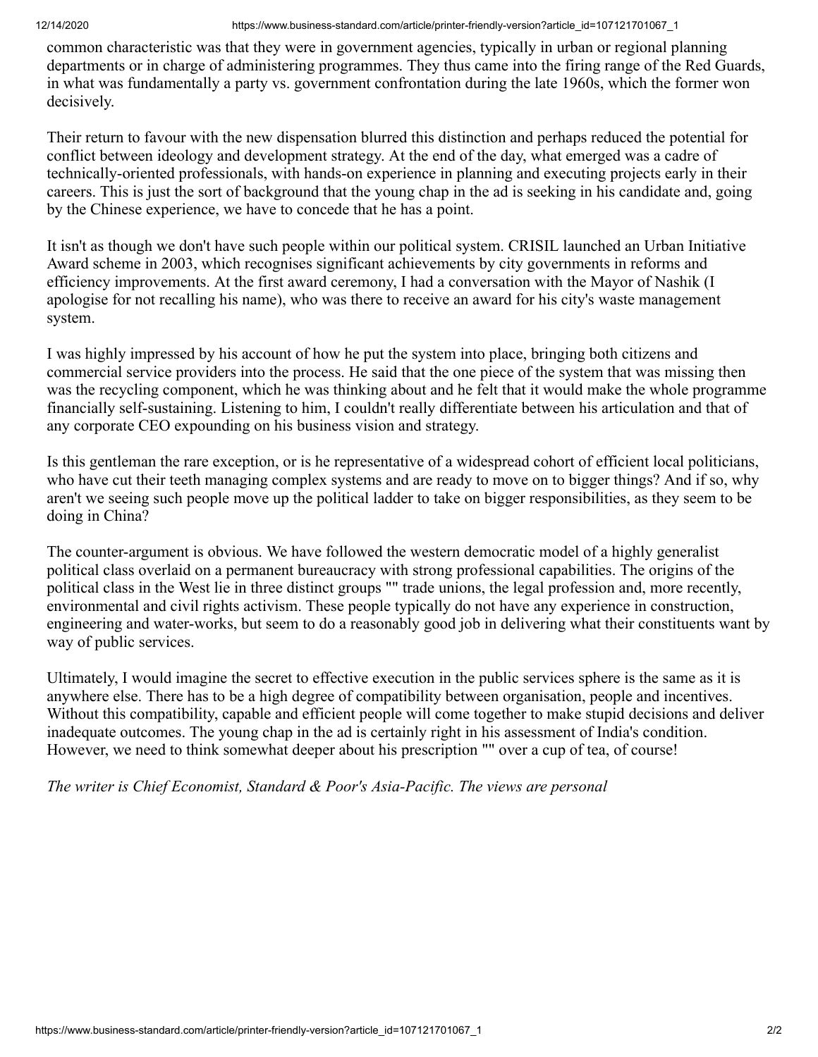common characteristic was that they were in government agencies, typically in urban or regional planning departments or in charge of administering programmes. They thus came into the firing range of the Red Guards, in what was fundamentally a party vs. government confrontation during the late 1960s, which the former won decisively.

Their return to favour with the new dispensation blurred this distinction and perhaps reduced the potential for conflict between ideology and development strategy. At the end of the day, what emerged was a cadre of technically-oriented professionals, with hands-on experience in planning and executing projects early in their careers. This is just the sort of background that the young chap in the ad is seeking in his candidate and, going by the Chinese experience, we have to concede that he has a point.

It isn't as though we don't have such people within our political system. CRISIL launched an Urban Initiative Award scheme in 2003, which recognises significant achievements by city governments in reforms and efficiency improvements. At the first award ceremony, I had a conversation with the Mayor of Nashik (I apologise for not recalling his name), who was there to receive an award for his city's waste management system.

I was highly impressed by his account of how he put the system into place, bringing both citizens and commercial service providers into the process. He said that the one piece of the system that was missing then was the recycling component, which he was thinking about and he felt that it would make the whole programme financially self-sustaining. Listening to him, I couldn't really differentiate between his articulation and that of any corporate CEO expounding on his business vision and strategy.

Is this gentleman the rare exception, or is he representative of a widespread cohort of efficient local politicians, who have cut their teeth managing complex systems and are ready to move on to bigger things? And if so, why aren't we seeing such people move up the political ladder to take on bigger responsibilities, as they seem to be doing in China?

The counter-argument is obvious. We have followed the western democratic model of a highly generalist political class overlaid on a permanent bureaucracy with strong professional capabilities. The origins of the political class in the West lie in three distinct groups "" trade unions, the legal profession and, more recently, environmental and civil rights activism. These people typically do not have any experience in construction, engineering and water-works, but seem to do a reasonably good job in delivering what their constituents want by way of public services.

Ultimately, I would imagine the secret to effective execution in the public services sphere is the same as it is anywhere else. There has to be a high degree of compatibility between organisation, people and incentives. Without this compatibility, capable and efficient people will come together to make stupid decisions and deliver inadequate outcomes. The young chap in the ad is certainly right in his assessment of India's condition. However, we need to think somewhat deeper about his prescription "" over a cup of tea, of course!

*The writer is Chief Economist, Standard & Poor's Asia-Pacific. The views are personal*